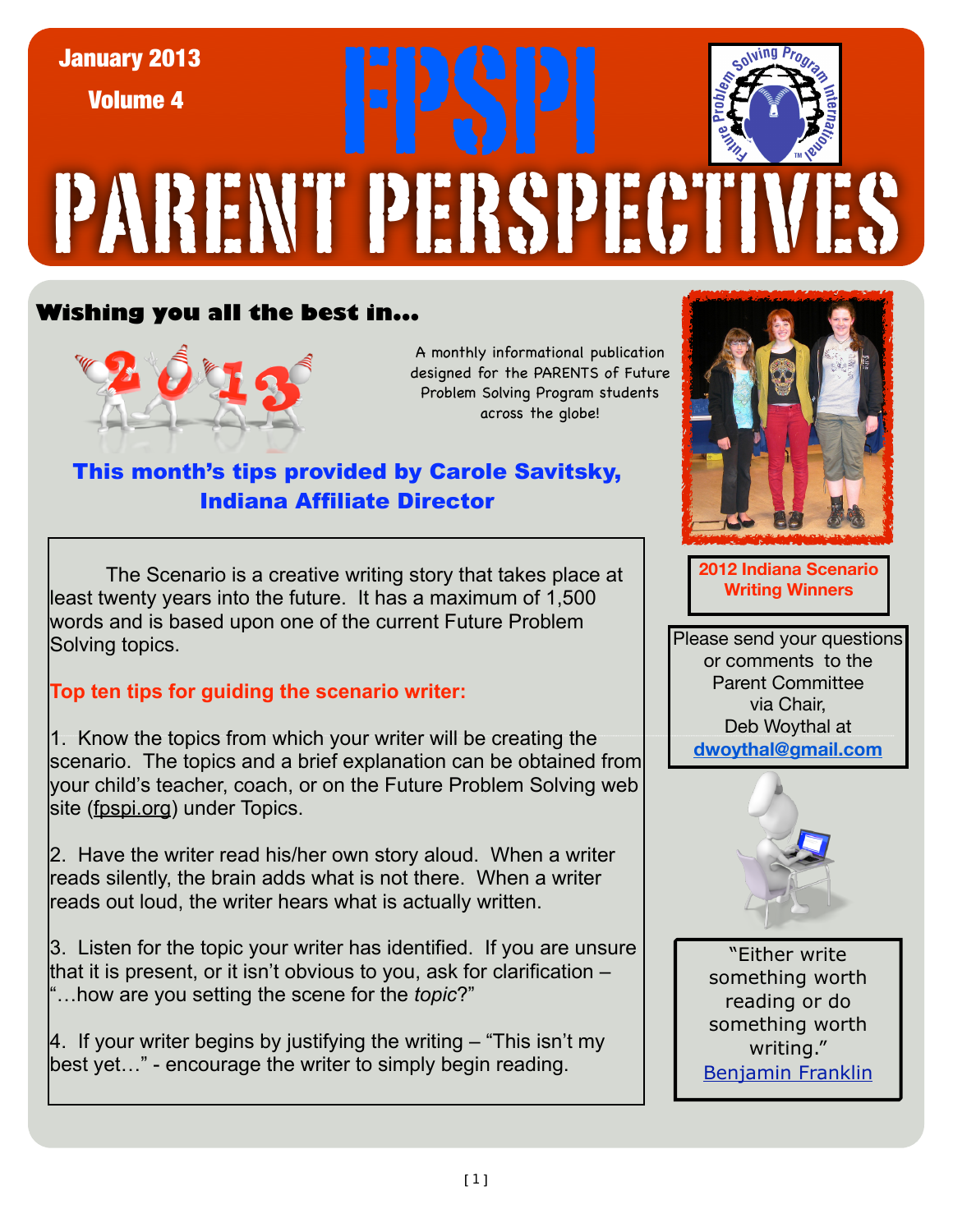January 2013

Volume 4

# FPSPI PARENT PERSPECTIVES

## Wishing you all the best in...

A monthly informational publication designed for the PARENTS of Future Problem Solving Program students across the globe!

### This month's tips provided by Carole Savitsky, Indiana Affiliate Director

The Scenario is a creative writing story that takes place at least twenty years into the future. It has a maximum of 1,500 words and is based upon one of the current Future Problem Solving topics.

**Top ten tips for guiding the scenario writer:**

1. Know the topics from which your writer will be creating the scenario. The topics and a brief explanation can be obtained from your child's teacher, coach, or on the Future Problem Solving web site (fpspi.org) under Topics.

2. Have the writer read his/her own story aloud. When a writer reads silently, the brain adds what is not there. When a writer reads out loud, the writer hears what is actually written.

3. Listen for the topic your writer has identified. If you are unsure that it is present, or it isn't obvious to you, ask for clarification – "…how are you setting the scene for the *topic*?"

4. If your writer begins by justifying the writing – "This isn't my best yet…" - encourage the writer to simply begin reading.

**2012 Indiana Scenario Writing Winners**

Please send your questions or comments to the Parent Committee via Chair, Deb Woythal at **dwoythal@gmail.com**

"Either write something worth reading or do something worth writing."
Benjamin Franklin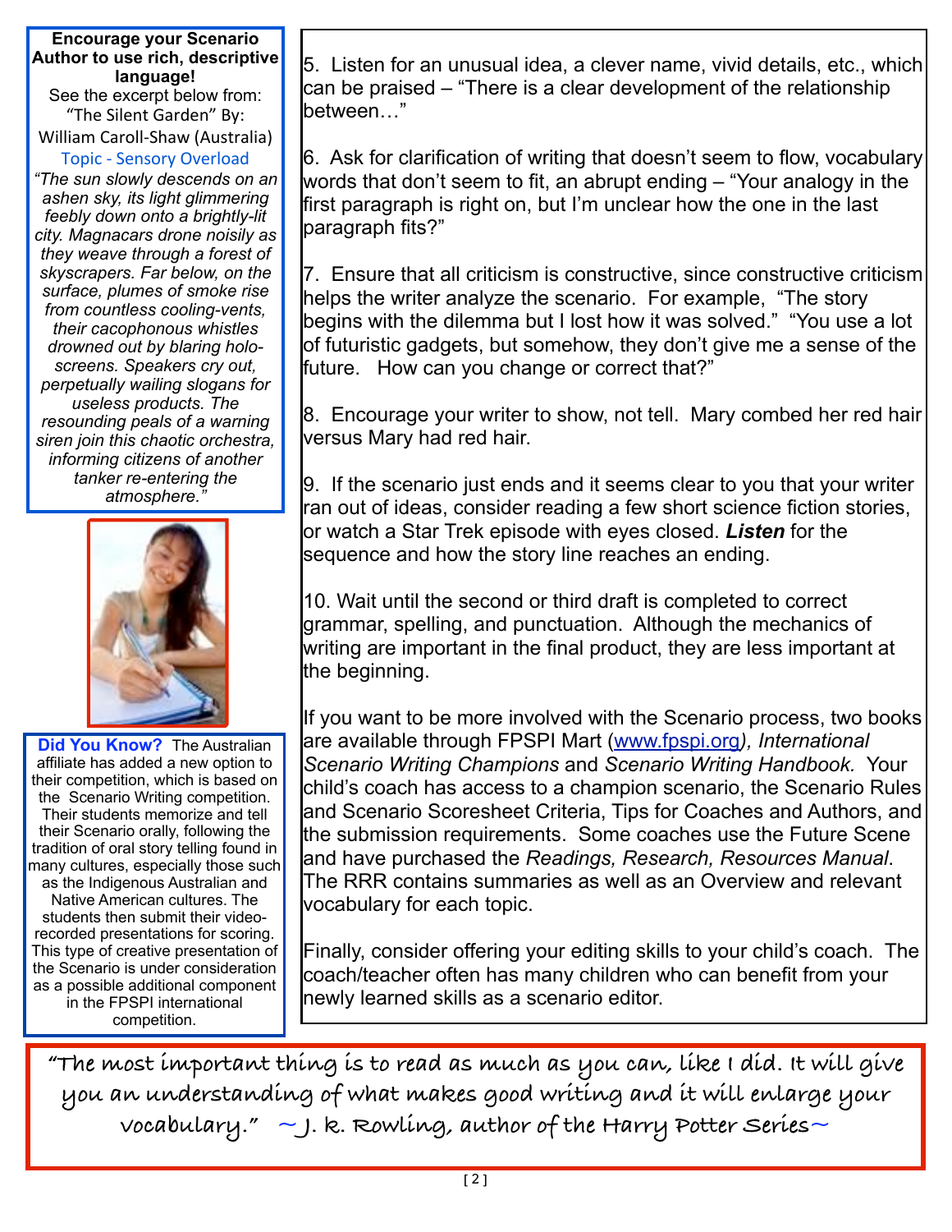**Encourage your Scenario Author to use rich, descriptive language!**

See the excerpt below from:
"The Silent Garden" By:
William Caroll-Shaw (Australia)

Topic - Sensory Overload

*"The sun slowly descends on an ashen sky, its light glimmering feebly down onto a brightly-lit city. Magnacars drone noisily as they weave through a forest of skyscrapers. Far below, on the surface, plumes of smoke rise from countless cooling-vents, their cacophonous whistles drowned out by blaring holo-screens. Speakers cry out, perpetually wailing slogans for useless products. The resounding peals of a warning siren join this chaotic orchestra, informing citizens of another tanker re-entering the atmosphere."*

**Did You Know?** The Australian affiliate has added a new option to their competition, which is based on the Scenario Writing competition. Their students memorize and tell their Scenario orally, following the tradition of oral story telling found in many cultures, especially those such as the Indigenous Australian and Native American cultures. The students then submit their video-recorded presentations for scoring. This type of creative presentation of the Scenario is under consideration as a possible additional component in the FPSPI international competition.

5. Listen for an unusual idea, a clever name, vivid details, etc., which can be praised – "There is a clear development of the relationship between…"

6. Ask for clarification of writing that doesn't seem to flow, vocabulary words that don't seem to fit, an abrupt ending – "Your analogy in the first paragraph is right on, but I'm unclear how the one in the last paragraph fits?"

7. Ensure that all criticism is constructive, since constructive criticism helps the writer analyze the scenario. For example, "The story begins with the dilemma but I lost how it was solved." "You use a lot of futuristic gadgets, but somehow, they don't give me a sense of the future. How can you change or correct that?"

8. Encourage your writer to show, not tell. Mary combed her red hair versus Mary had red hair.

9. If the scenario just ends and it seems clear to you that your writer ran out of ideas, consider reading a few short science fiction stories, or watch a Star Trek episode with eyes closed. ***Listen*** for the sequence and how the story line reaches an ending.

10. Wait until the second or third draft is completed to correct grammar, spelling, and punctuation. Although the mechanics of writing are important in the final product, they are less important at the beginning.

If you want to be more involved with the Scenario process, two books are available through FPSPI Mart (www.fpspi.org), *International Scenario Writing Champions* and *Scenario Writing Handbook.* Your child's coach has access to a champion scenario, the Scenario Rules and Scenario Scoresheet Criteria, Tips for Coaches and Authors, and the submission requirements. Some coaches use the Future Scene and have purchased the *Readings, Research, Resources Manual*. The RRR contains summaries as well as an Overview and relevant vocabulary for each topic.

Finally, consider offering your editing skills to your child's coach. The coach/teacher often has many children who can benefit from your newly learned skills as a scenario editor.

"The most important thing is to read as much as you can, like I did. It will give you an understanding of what makes good writing and it will enlarge your vocabulary." ~J. K. Rowling, author of the Harry Potter Series~